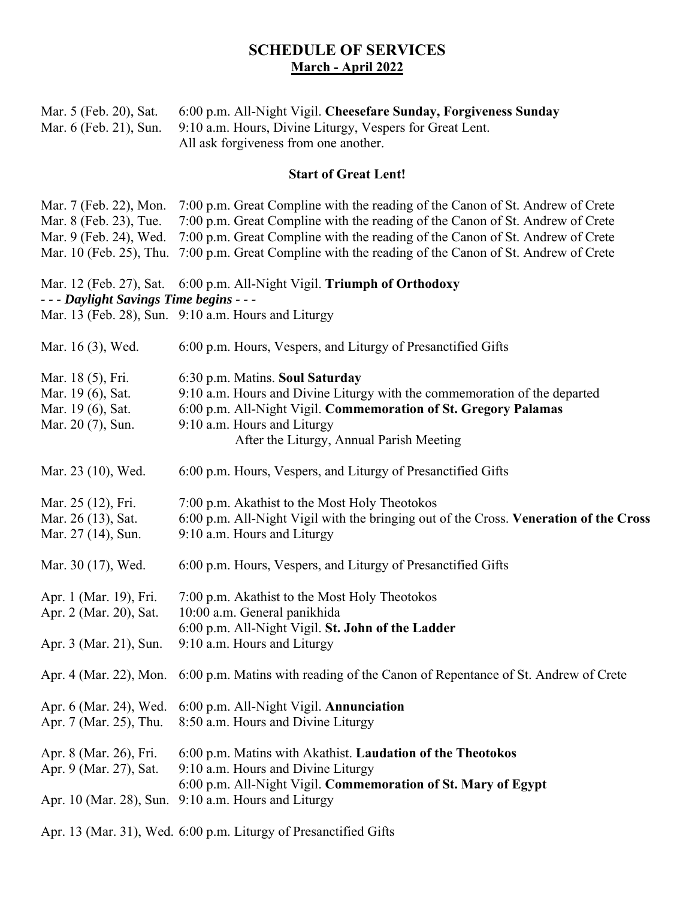## SCHEDULE OF SERVICES

**March - April 2022**

Mar. 5 (Feb. 20), Sat. 6:00 p.m. All-Night Vigil. **Cheesefare Sunday, Forgiveness Sunday**
Mar. 6 (Feb. 21), Sun. 9:10 a.m. Hours, Divine Liturgy, Vespers for Great Lent.
All ask forgiveness from one another.

**Start of Great Lent!**

Mar. 7 (Feb. 22), Mon. 7:00 p.m. Great Compline with the reading of the Canon of St. Andrew of Crete
Mar. 8 (Feb. 23), Tue. 7:00 p.m. Great Compline with the reading of the Canon of St. Andrew of Crete
Mar. 9 (Feb. 24), Wed. 7:00 p.m. Great Compline with the reading of the Canon of St. Andrew of Crete
Mar. 10 (Feb. 25), Thu. 7:00 p.m. Great Compline with the reading of the Canon of St. Andrew of Crete

Mar. 12 (Feb. 27), Sat. 6:00 p.m. All-Night Vigil. **Triumph of Orthodoxy**
***- - - Daylight Savings Time begins - - -***
Mar. 13 (Feb. 28), Sun. 9:10 a.m. Hours and Liturgy

Mar. 16 (3), Wed. 6:00 p.m. Hours, Vespers, and Liturgy of Presanctified Gifts

Mar. 18 (5), Fri. 6:30 p.m. Matins. **Soul Saturday**
Mar. 19 (6), Sat. 9:10 a.m. Hours and Divine Liturgy with the commemoration of the departed
Mar. 19 (6), Sat. 6:00 p.m. All-Night Vigil. **Commemoration of St. Gregory Palamas**
Mar. 20 (7), Sun. 9:10 a.m. Hours and Liturgy
After the Liturgy, Annual Parish Meeting

Mar. 23 (10), Wed. 6:00 p.m. Hours, Vespers, and Liturgy of Presanctified Gifts

Mar. 25 (12), Fri. 7:00 p.m. Akathist to the Most Holy Theotokos
Mar. 26 (13), Sat. 6:00 p.m. All-Night Vigil with the bringing out of the Cross. **Veneration of the Cross**
Mar. 27 (14), Sun. 9:10 a.m. Hours and Liturgy

Mar. 30 (17), Wed. 6:00 p.m. Hours, Vespers, and Liturgy of Presanctified Gifts

Apr. 1 (Mar. 19), Fri. 7:00 p.m. Akathist to the Most Holy Theotokos
Apr. 2 (Mar. 20), Sat. 10:00 a.m. General panikhida
6:00 p.m. All-Night Vigil. **St. John of the Ladder**
Apr. 3 (Mar. 21), Sun. 9:10 a.m. Hours and Liturgy

Apr. 4 (Mar. 22), Mon. 6:00 p.m. Matins with reading of the Canon of Repentance of St. Andrew of Crete

Apr. 6 (Mar. 24), Wed. 6:00 p.m. All-Night Vigil. **Annunciation**
Apr. 7 (Mar. 25), Thu. 8:50 a.m. Hours and Divine Liturgy

Apr. 8 (Mar. 26), Fri. 6:00 p.m. Matins with Akathist. **Laudation of the Theotokos**
Apr. 9 (Mar. 27), Sat. 9:10 a.m. Hours and Divine Liturgy
6:00 p.m. All-Night Vigil. **Commemoration of St. Mary of Egypt**
Apr. 10 (Mar. 28), Sun. 9:10 a.m. Hours and Liturgy

Apr. 13 (Mar. 31), Wed. 6:00 p.m. Liturgy of Presanctified Gifts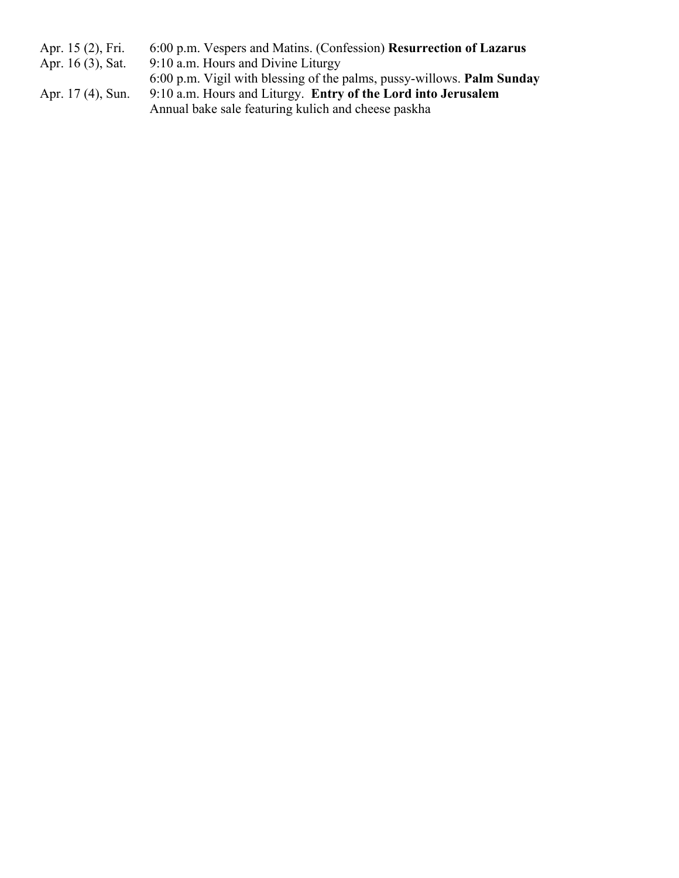| | |
|---|---|
| Apr. 15 (2), Fri. | 6:00 p.m. Vespers and Matins. (Confession) **Resurrection of Lazarus** |
| Apr. 16 (3), Sat. | 9:10 a.m. Hours and Divine Liturgy |
| | 6:00 p.m. Vigil with blessing of the palms, pussy-willows. **Palm Sunday** |
| Apr. 17 (4), Sun. | 9:10 a.m. Hours and Liturgy. **Entry of the Lord into Jerusalem** |
| | Annual bake sale featuring kulich and cheese paskha |